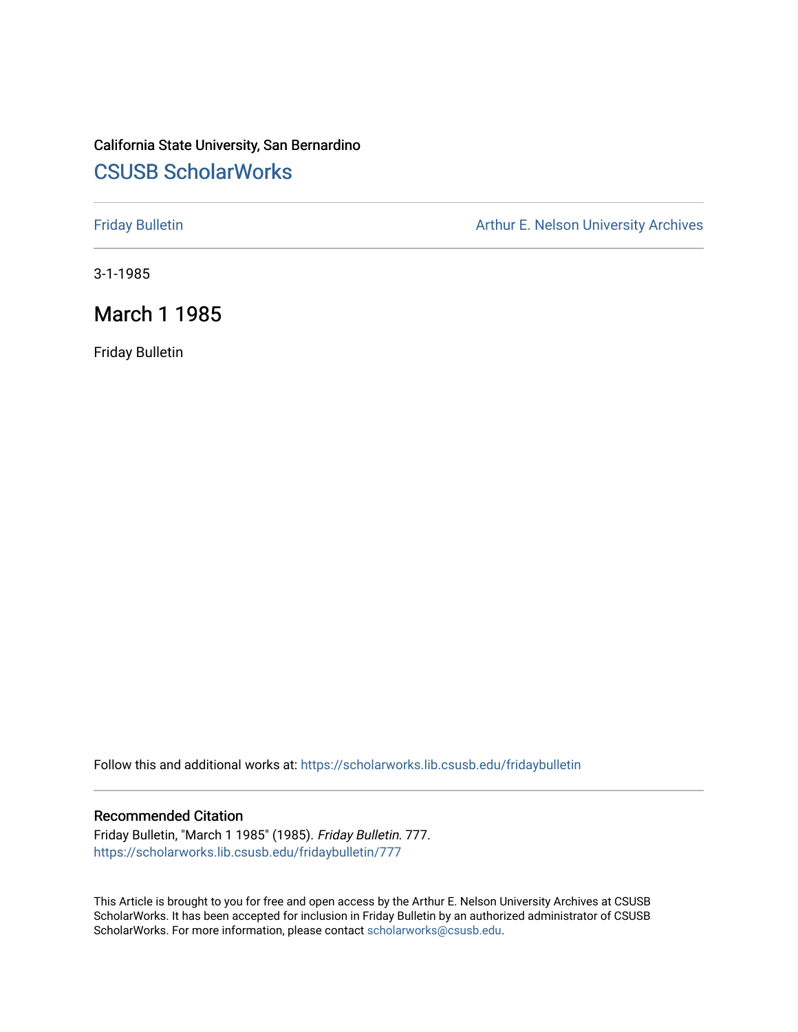California State University, San Bernardino

# CSUSB ScholarWorks

Friday Bulletin

Arthur E. Nelson University Archives

3-1-1985

## March 1 1985

Friday Bulletin

Follow this and additional works at: https://scholarworks.lib.csusb.edu/fridaybulletin

### Recommended Citation

Friday Bulletin, "March 1 1985" (1985). *Friday Bulletin*. 777.
https://scholarworks.lib.csusb.edu/fridaybulletin/777

This Article is brought to you for free and open access by the Arthur E. Nelson University Archives at CSUSB ScholarWorks. It has been accepted for inclusion in Friday Bulletin by an authorized administrator of CSUSB ScholarWorks. For more information, please contact scholarworks@csusb.edu.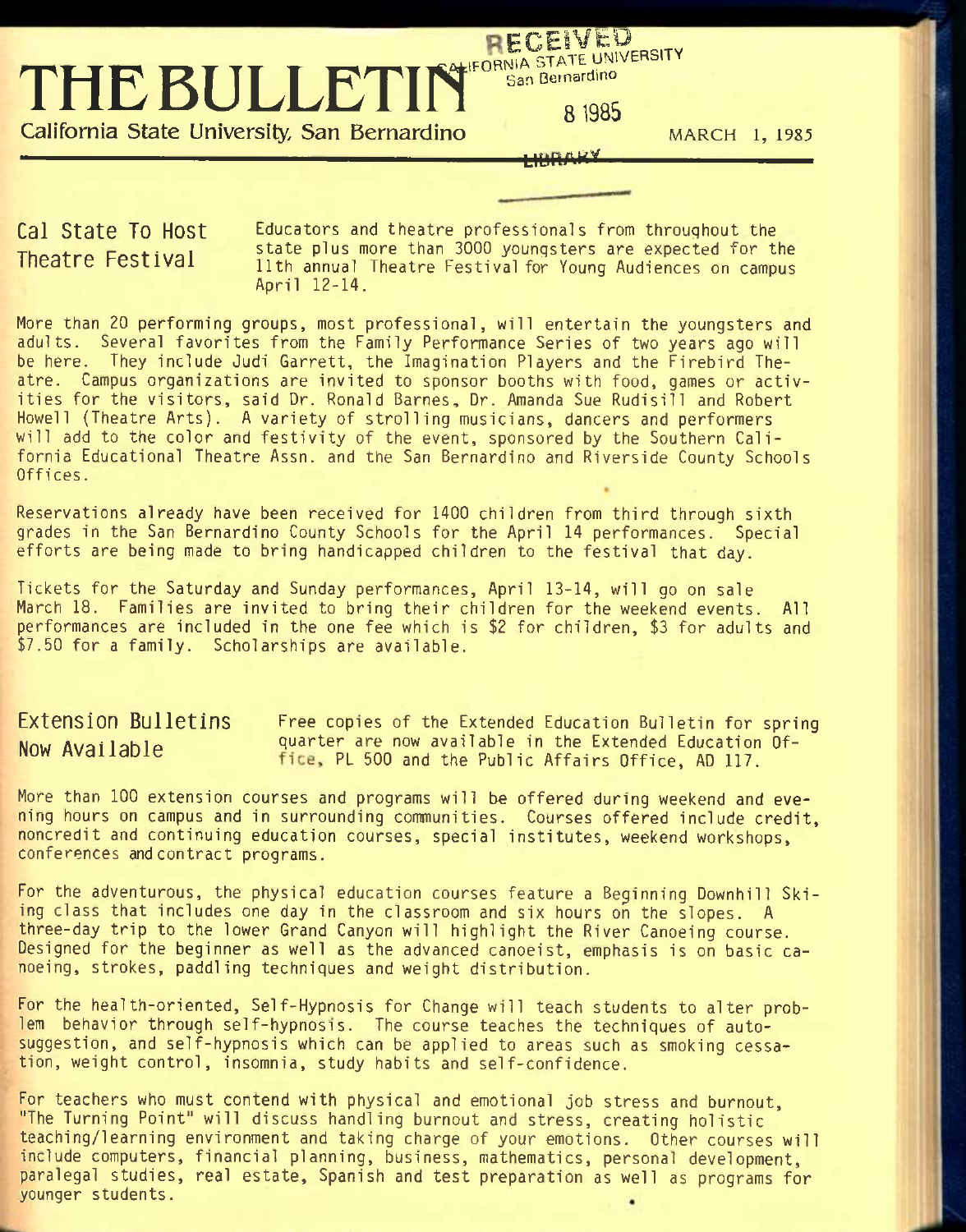# THE BULLETIN

California State University, San Bernardino

RECEIVED CALIFORNIA STATE UNIVERSITY San Bernardino 8 1985 LIBRARY

MARCH 1, 1985

## Cal State To Host Theatre Festival

Educators and theatre professionals from throughout the state plus more than 3000 youngsters are expected for the 11th annual Theatre Festival for Young Audiences on campus April 12-14.

More than 20 performing groups, most professional, will entertain the youngsters and adults. Several favorites from the Family Performance Series of two years ago will be here. They include Judi Garrett, the Imagination Players and the Firebird Theatre. Campus organizations are invited to sponsor booths with food, games or activities for the visitors, said Dr. Ronald Barnes, Dr. Amanda Sue Rudisill and Robert Howell (Theatre Arts). A variety of strolling musicians, dancers and performers will add to the color and festivity of the event, sponsored by the Southern California Educational Theatre Assn. and the San Bernardino and Riverside County Schools Offices.

Reservations already have been received for 1400 children from third through sixth grades in the San Bernardino County Schools for the April 14 performances. Special efforts are being made to bring handicapped children to the festival that day.

Tickets for the Saturday and Sunday performances, April 13-14, will go on sale March 18. Families are invited to bring their children for the weekend events. All performances are included in the one fee which is $2 for children, $3 for adults and $7.50 for a family. Scholarships are available.

## Extension Bulletins Now Available

Free copies of the Extended Education Bulletin for spring quarter are now available in the Extended Education Office, PL 500 and the Public Affairs Office, AD 117.

More than 100 extension courses and programs will be offered during weekend and evening hours on campus and in surrounding communities. Courses offered include credit, noncredit and continuing education courses, special institutes, weekend workshops, conferences and contract programs.

For the adventurous, the physical education courses feature a Beginning Downhill Skiing class that includes one day in the classroom and six hours on the slopes. A three-day trip to the lower Grand Canyon will highlight the River Canoeing course. Designed for the beginner as well as the advanced canoeist, emphasis is on basic canoeing, strokes, paddling techniques and weight distribution.

For the health-oriented, Self-Hypnosis for Change will teach students to alter problem behavior through self-hypnosis. The course teaches the techniques of autosuggestion, and self-hypnosis which can be applied to areas such as smoking cessation, weight control, insomnia, study habits and self-confidence.

For teachers who must contend with physical and emotional job stress and burnout, "The Turning Point" will discuss handling burnout and stress, creating holistic teaching/learning environment and taking charge of your emotions. Other courses will include computers, financial planning, business, mathematics, personal development, paralegal studies, real estate, Spanish and test preparation as well as programs for younger students.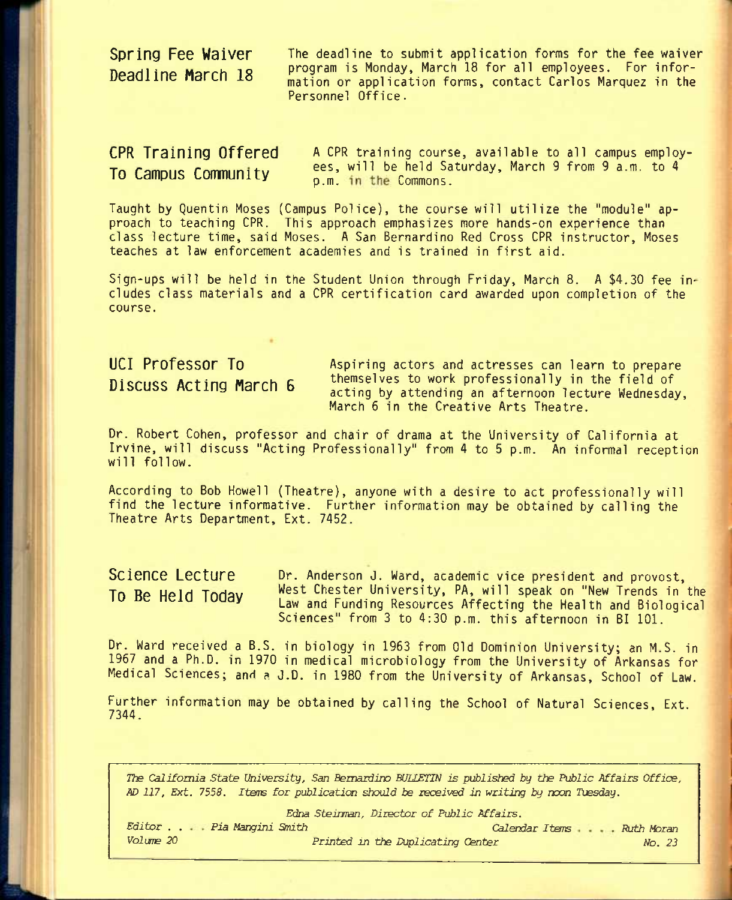## Spring Fee Waiver Deadline March 18

The deadline to submit application forms for the fee waiver program is Monday, March 18 for all employees. For information or application forms, contact Carlos Marquez in the Personnel Office.

## CPR Training Offered To Campus Community

A CPR training course, available to all campus employees, will be held Saturday, March 9 from 9 a.m. to 4 p.m. in the Commons.

Taught by Quentin Moses (Campus Police), the course will utilize the "module" approach to teaching CPR. This approach emphasizes more hands-on experience than class lecture time, said Moses. A San Bernardino Red Cross CPR instructor, Moses teaches at law enforcement academies and is trained in first aid.

Sign-ups will be held in the Student Union through Friday, March 8. A $4.30 fee includes class materials and a CPR certification card awarded upon completion of the course.

## UCI Professor To Discuss Acting March 6

Aspiring actors and actresses can learn to prepare themselves to work professionally in the field of acting by attending an afternoon lecture Wednesday, March 6 in the Creative Arts Theatre.

Dr. Robert Cohen, professor and chair of drama at the University of California at Irvine, will discuss "Acting Professionally" from 4 to 5 p.m. An informal reception will follow.

According to Bob Howell (Theatre), anyone with a desire to act professionally will find the lecture informative. Further information may be obtained by calling the Theatre Arts Department, Ext. 7452.

## Science Lecture To Be Held Today

Dr. Anderson J. Ward, academic vice president and provost, West Chester University, PA, will speak on "New Trends in the Law and Funding Resources Affecting the Health and Biological Sciences" from 3 to 4:30 p.m. this afternoon in BI 101.

Dr. Ward received a B.S. in biology in 1963 from Old Dominion University; an M.S. in 1967 and a Ph.D. in 1970 in medical microbiology from the University of Arkansas for Medical Sciences; and a J.D. in 1980 from the University of Arkansas, School of Law.

Further information may be obtained by calling the School of Natural Sciences, Ext. 7344.

---

*The California State University, San Bernardino BULLETIN is published by the Public Affairs Office, AD 117, Ext. 7558. Items for publication should be received in writing by noon Tuesday.*

*Edna Steinman, Director of Public Affairs.*

*Editor . . . . Pia Mangini Smith* — *Calendar Items . . . . Ruth Moran*

*Volume 20* — *Printed in the Duplicating Center* — *No. 23*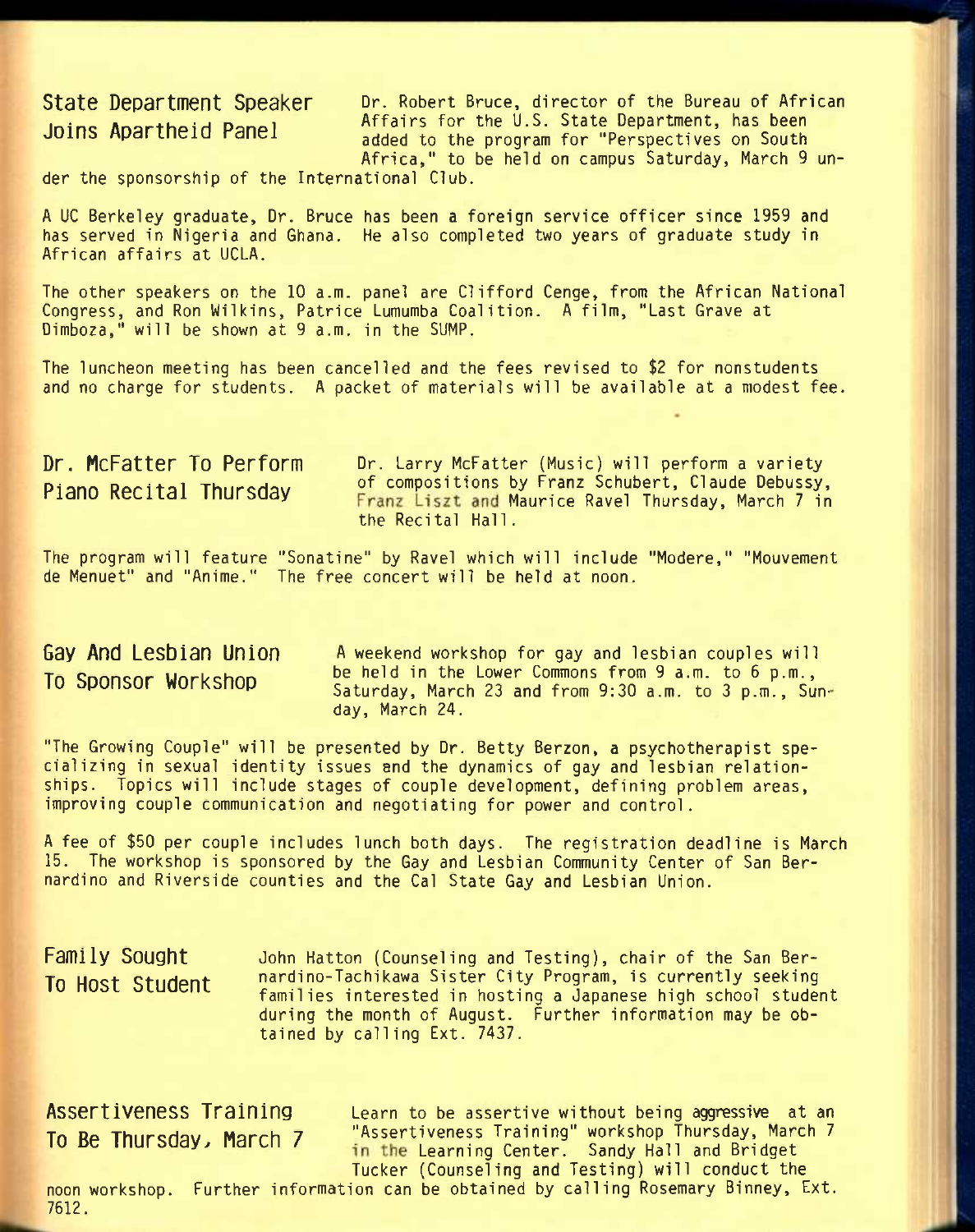## State Department Speaker Joins Apartheid Panel

Dr. Robert Bruce, director of the Bureau of African Affairs for the U.S. State Department, has been added to the program for "Perspectives on South Africa," to be held on campus Saturday, March 9 under the sponsorship of the International Club.

A UC Berkeley graduate, Dr. Bruce has been a foreign service officer since 1959 and has served in Nigeria and Ghana. He also completed two years of graduate study in African affairs at UCLA.

The other speakers on the 10 a.m. panel are Clifford Cenge, from the African National Congress, and Ron Wilkins, Patrice Lumumba Coalition. A film, "Last Grave at Dimboza," will be shown at 9 a.m. in the SUMP.

The luncheon meeting has been cancelled and the fees revised to $2 for nonstudents and no charge for students. A packet of materials will be available at a modest fee.

## Dr. McFatter To Perform Piano Recital Thursday

Dr. Larry McFatter (Music) will perform a variety of compositions by Franz Schubert, Claude Debussy, Franz Liszt and Maurice Ravel Thursday, March 7 in the Recital Hall.

The program will feature "Sonatine" by Ravel which will include "Modere," "Mouvement de Menuet" and "Anime." The free concert will be held at noon.

## Gay And Lesbian Union To Sponsor Workshop

A weekend workshop for gay and lesbian couples will be held in the Lower Commons from 9 a.m. to 6 p.m., Saturday, March 23 and from 9:30 a.m. to 3 p.m., Sunday, March 24.

"The Growing Couple" will be presented by Dr. Betty Berzon, a psychotherapist specializing in sexual identity issues and the dynamics of gay and lesbian relationships. Topics will include stages of couple development, defining problem areas, improving couple communication and negotiating for power and control.

A fee of $50 per couple includes lunch both days. The registration deadline is March 15. The workshop is sponsored by the Gay and Lesbian Community Center of San Bernardino and Riverside counties and the Cal State Gay and Lesbian Union.

## Family Sought To Host Student

John Hatton (Counseling and Testing), chair of the San Bernardino-Tachikawa Sister City Program, is currently seeking families interested in hosting a Japanese high school student during the month of August. Further information may be obtained by calling Ext. 7437.

## Assertiveness Training To Be Thursday, March 7

Learn to be assertive without being aggressive at an "Assertiveness Training" workshop Thursday, March 7 in the Learning Center. Sandy Hall and Bridget Tucker (Counseling and Testing) will conduct the noon workshop. Further information can be obtained by calling Rosemary Binney, Ext. 7612.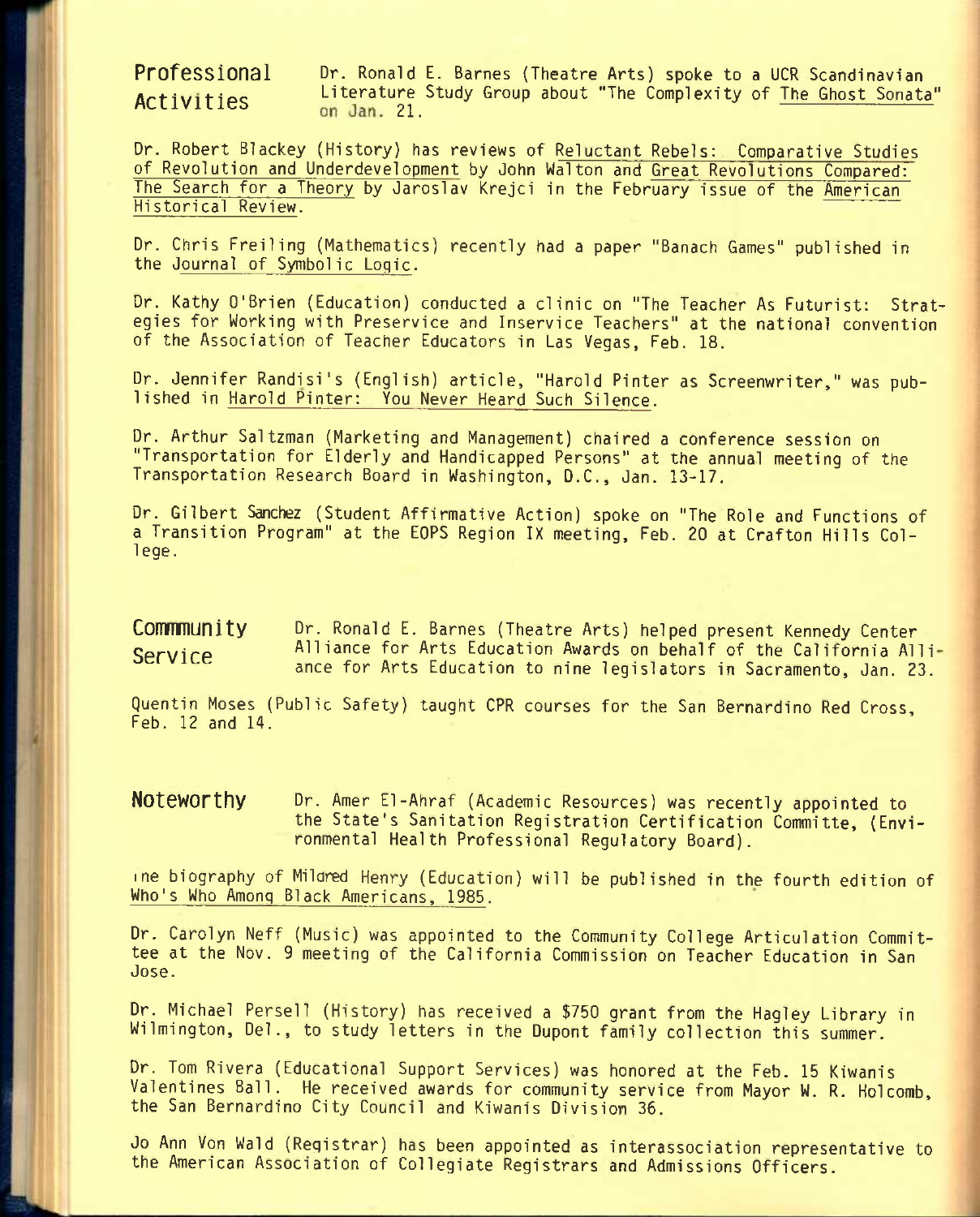## Professional Activities

Dr. Ronald E. Barnes (Theatre Arts) spoke to a UCR Scandinavian Literature Study Group about "The Complexity of The Ghost Sonata" on Jan. 21.

Dr. Robert Blackey (History) has reviews of Reluctant Rebels: Comparative Studies of Revolution and Underdevelopment by John Walton and Great Revolutions Compared: The Search for a Theory by Jaroslav Krejci in the February issue of the American Historical Review.

Dr. Chris Freiling (Mathematics) recently had a paper "Banach Games" published in the Journal of Symbolic Logic.

Dr. Kathy O'Brien (Education) conducted a clinic on "The Teacher As Futurist: Strategies for Working with Preservice and Inservice Teachers" at the national convention of the Association of Teacher Educators in Las Vegas, Feb. 18.

Dr. Jennifer Randisi's (English) article, "Harold Pinter as Screenwriter," was published in Harold Pinter: You Never Heard Such Silence.

Dr. Arthur Saltzman (Marketing and Management) chaired a conference session on "Transportation for Elderly and Handicapped Persons" at the annual meeting of the Transportation Research Board in Washington, D.C., Jan. 13-17.

Dr. Gilbert Sanchez (Student Affirmative Action) spoke on "The Role and Functions of a Transition Program" at the EOPS Region IX meeting, Feb. 20 at Crafton Hills College.

## Commmunity Service

Dr. Ronald E. Barnes (Theatre Arts) helped present Kennedy Center Alliance for Arts Education Awards on behalf of the California Alliance for Arts Education to nine legislators in Sacramento, Jan. 23.

Quentin Moses (Public Safety) taught CPR courses for the San Bernardino Red Cross, Feb. 12 and 14.

## Noteworthy

Dr. Amer El-Ahraf (Academic Resources) was recently appointed to the State's Sanitation Registration Certification Committe, (Environmental Health Professional Regulatory Board).

The biography of Mildred Henry (Education) will be published in the fourth edition of Who's Who Among Black Americans, 1985.

Dr. Carolyn Neff (Music) was appointed to the Community College Articulation Committee at the Nov. 9 meeting of the California Commission on Teacher Education in San Jose.

Dr. Michael Persell (History) has received a $750 grant from the Hagley Library in Wilmington, Del., to study letters in the Dupont family collection this summer.

Dr. Tom Rivera (Educational Support Services) was honored at the Feb. 15 Kiwanis Valentines Ball. He received awards for community service from Mayor W. R. Holcomb, the San Bernardino City Council and Kiwanis Division 36.

Jo Ann Von Wald (Registrar) has been appointed as interassociation representative to the American Association of Collegiate Registrars and Admissions Officers.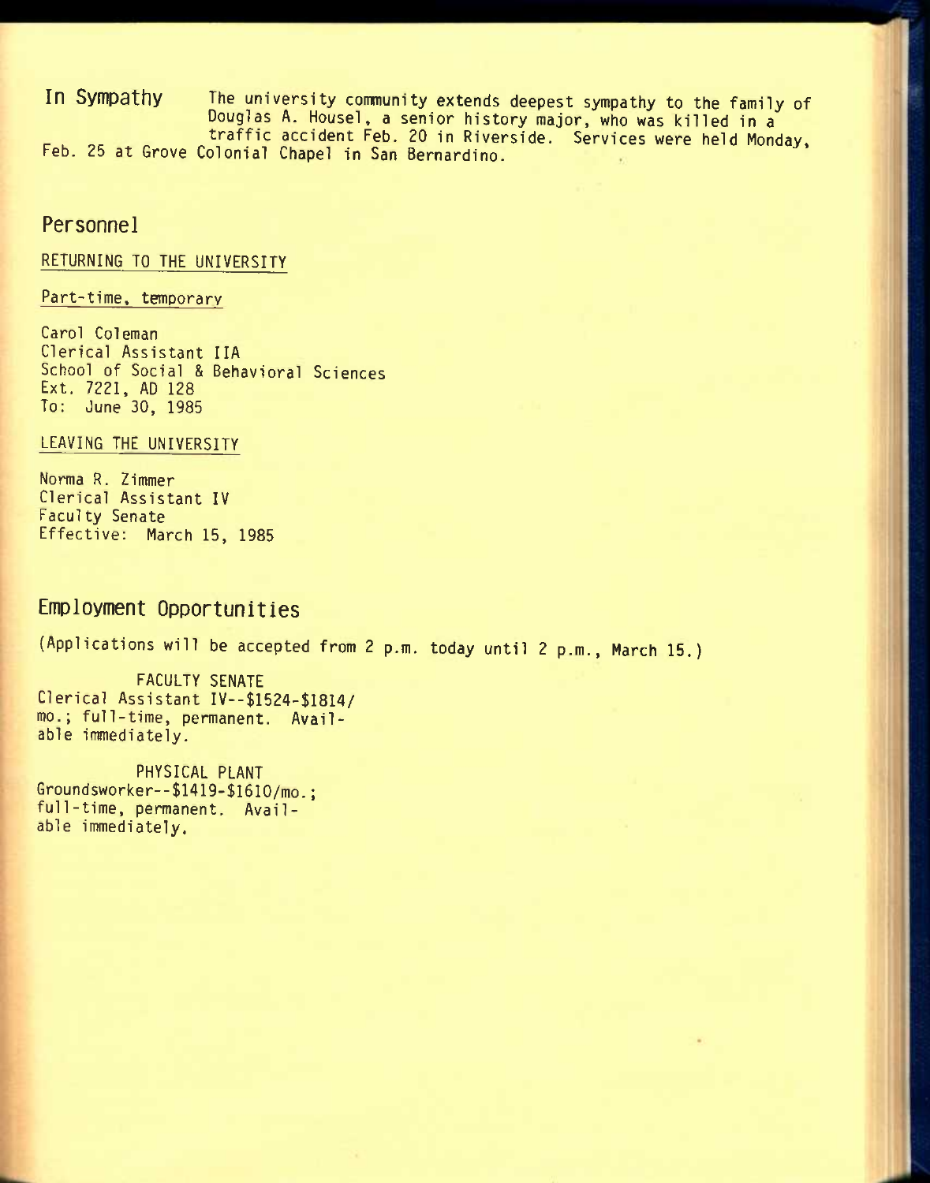**In Sympathy** The university community extends deepest sympathy to the family of Douglas A. Housel, a senior history major, who was killed in a traffic accident Feb. 20 in Riverside. Services were held Monday, Feb. 25 at Grove Colonial Chapel in San Bernardino.

## Personnel

RETURNING TO THE UNIVERSITY

Part-time, temporary

Carol Coleman
Clerical Assistant IIA
School of Social & Behavioral Sciences
Ext. 7221, AD 128
To: June 30, 1985

LEAVING THE UNIVERSITY

Norma R. Zimmer
Clerical Assistant IV
Faculty Senate
Effective: March 15, 1985

## Employment Opportunities

(Applications will be accepted from 2 p.m. today until 2 p.m., March 15.)

FACULTY SENATE
Clerical Assistant IV--$1524-$1814/mo.; full-time, permanent. Available immediately.

PHYSICAL PLANT
Groundsworker--$1419-$1610/mo.; full-time, permanent. Available immediately.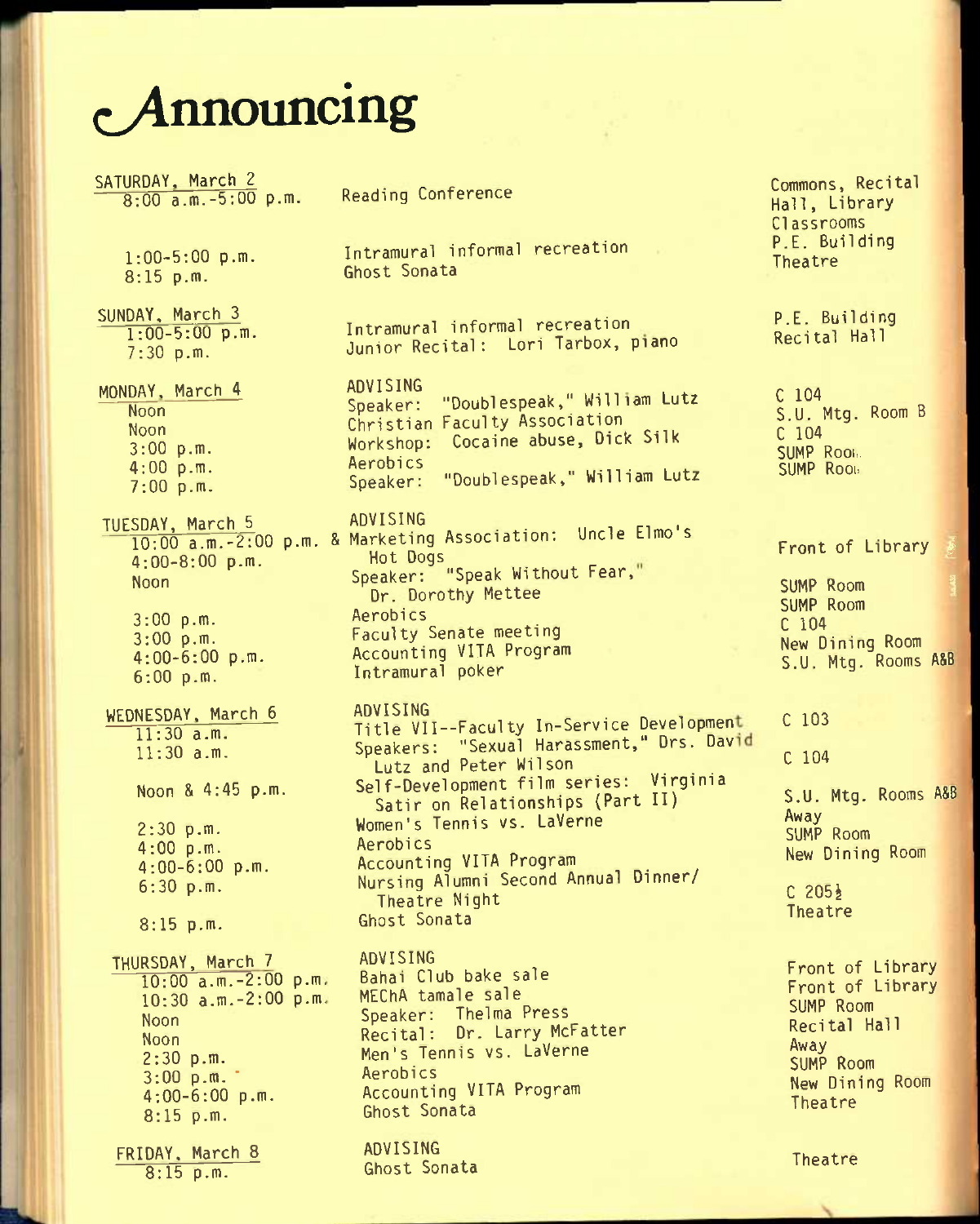# Announcing

| | | |
|---|---|---|
| **SATURDAY, March 2** | | |
| 8:00 a.m.-5:00 p.m. | Reading Conference | Commons, Recital Hall, Library Classrooms |
| 1:00-5:00 p.m. | Intramural informal recreation | P.E. Building |
| 8:15 p.m. | Ghost Sonata | Theatre |
| **SUNDAY, March 3** | | |
| 1:00-5:00 p.m. | Intramural informal recreation | P.E. Building |
| 7:30 p.m. | Junior Recital: Lori Tarbox, piano | Recital Hall |
| **MONDAY, March 4** | ADVISING | |
| Noon | Speaker: "Doublespeak," William Lutz | C 104 |
| Noon | Christian Faculty Association | S.U. Mtg. Room B |
| 3:00 p.m. | Workshop: Cocaine abuse, Dick Silk | C 104 |
| 4:00 p.m. | Aerobics | SUMP Room |
| 7:00 p.m. | Speaker: "Doublespeak," William Lutz | SUMP Room |
| **TUESDAY, March 5** | ADVISING | |
| 10:00 a.m.-2:00 p.m. & 4:00-8:00 p.m. | Marketing Association: Uncle Elmo's Hot Dogs | Front of Library |
| Noon | Speaker: "Speak Without Fear," Dr. Dorothy Mettee | SUMP Room |
| 3:00 p.m. | Aerobics | SUMP Room |
| 3:00 p.m. | Faculty Senate meeting | C 104 |
| 4:00-6:00 p.m. | Accounting VITA Program | New Dining Room |
| 6:00 p.m. | Intramural poker | S.U. Mtg. Rooms A&B |
| **WEDNESDAY, March 6** | ADVISING | |
| 11:30 a.m. | Title VII--Faculty In-Service Development | C 103 |
| 11:30 a.m. | Speakers: "Sexual Harassment," Drs. David Lutz and Peter Wilson | C 104 |
| Noon & 4:45 p.m. | Self-Development film series: Virginia Satir on Relationships (Part II) | S.U. Mtg. Rooms A&B |
| 2:30 p.m. | Women's Tennis vs. LaVerne | Away |
| 4:00 p.m. | Aerobics | SUMP Room |
| 4:00-6:00 p.m. | Accounting VITA Program | New Dining Room |
| 6:30 p.m. | Nursing Alumni Second Annual Dinner/ Theatre Night | C 205½ |
| 8:15 p.m. | Ghost Sonata | Theatre |
| **THURSDAY, March 7** | ADVISING | |
| 10:00 a.m.-2:00 p.m. | Bahai Club bake sale | Front of Library |
| 10:30 a.m.-2:00 p.m. | MEChA tamale sale | Front of Library |
| Noon | Speaker: Thelma Press | SUMP Room |
| Noon | Recital: Dr. Larry McFatter | Recital Hall |
| 2:30 p.m. | Men's Tennis vs. LaVerne | Away |
| 3:00 p.m. | Aerobics | SUMP Room |
| 4:00-6:00 p.m. | Accounting VITA Program | New Dining Room |
| 8:15 p.m. | Ghost Sonata | Theatre |
| **FRIDAY, March 8** | ADVISING | |
| 8:15 p.m. | Ghost Sonata | Theatre |